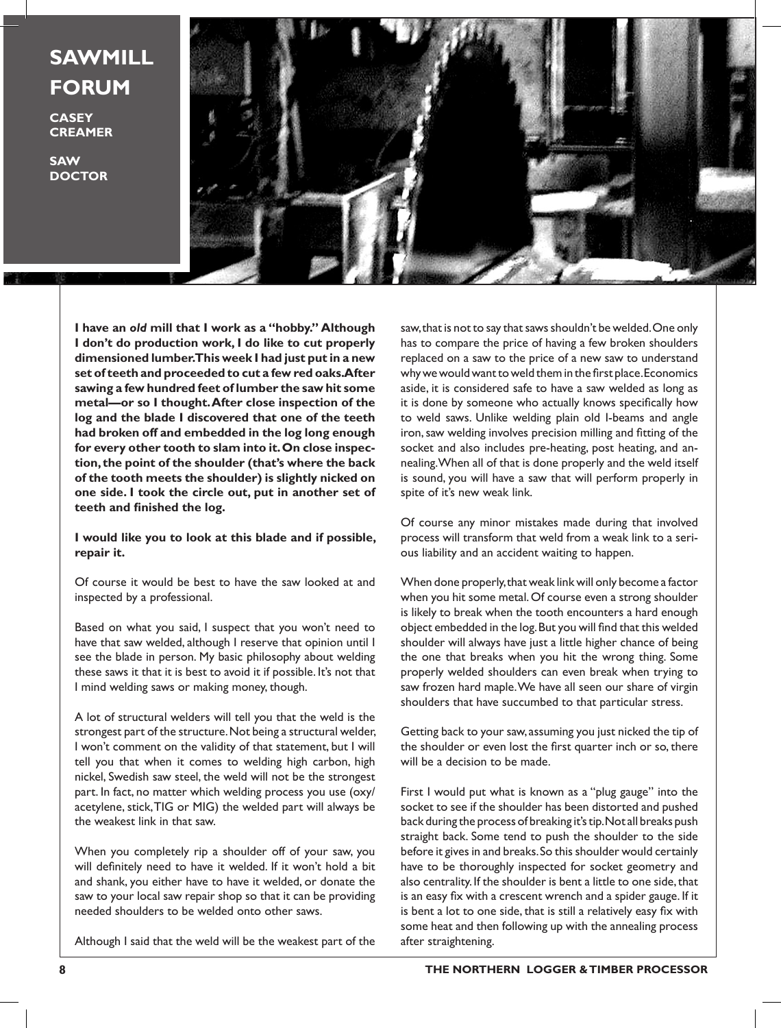# SAWMILL FORUM

**CASEY CREAMER**

**SAW DOCTOR**

**I have an *old* mill that I work as a "hobby." Although I don't do production work, I do like to cut properly dimensioned lumber. This week I had just put in a new set of teeth and proceeded to cut a few red oaks. After sawing a few hundred feet of lumber the saw hit some metal—or so I thought. After close inspection of the log and the blade I discovered that one of the teeth had broken off and embedded in the log long enough for every other tooth to slam into it. On close inspection, the point of the shoulder (that's where the back of the tooth meets the shoulder) is slightly nicked on one side. I took the circle out, put in another set of teeth and finished the log.**

**I would like you to look at this blade and if possible, repair it.**

Of course it would be best to have the saw looked at and inspected by a professional.

Based on what you said, I suspect that you won't need to have that saw welded, although I reserve that opinion until I see the blade in person. My basic philosophy about welding these saws it that it is best to avoid it if possible. It's not that I mind welding saws or making money, though.

A lot of structural welders will tell you that the weld is the strongest part of the structure. Not being a structural welder, I won't comment on the validity of that statement, but I will tell you that when it comes to welding high carbon, high nickel, Swedish saw steel, the weld will not be the strongest part. In fact, no matter which welding process you use (oxy/acetylene, stick, TIG or MIG) the welded part will always be the weakest link in that saw.

When you completely rip a shoulder off of your saw, you will definitely need to have it welded. If it won't hold a bit and shank, you either have to have it welded, or donate the saw to your local saw repair shop so that it can be providing needed shoulders to be welded onto other saws.

Although I said that the weld will be the weakest part of the saw, that is not to say that saws shouldn't be welded. One only has to compare the price of having a few broken shoulders replaced on a saw to the price of a new saw to understand why we would want to weld them in the first place. Economics aside, it is considered safe to have a saw welded as long as it is done by someone who actually knows specifically how to weld saws. Unlike welding plain old I-beams and angle iron, saw welding involves precision milling and fitting of the socket and also includes pre-heating, post heating, and annealing. When all of that is done properly and the weld itself is sound, you will have a saw that will perform properly in spite of it's new weak link.

Of course any minor mistakes made during that involved process will transform that weld from a weak link to a serious liability and an accident waiting to happen.

When done properly, that weak link will only become a factor when you hit some metal. Of course even a strong shoulder is likely to break when the tooth encounters a hard enough object embedded in the log. But you will find that this welded shoulder will always have just a little higher chance of being the one that breaks when you hit the wrong thing. Some properly welded shoulders can even break when trying to saw frozen hard maple. We have all seen our share of virgin shoulders that have succumbed to that particular stress.

Getting back to your saw, assuming you just nicked the tip of the shoulder or even lost the first quarter inch or so, there will be a decision to be made.

First I would put what is known as a "plug gauge" into the socket to see if the shoulder has been distorted and pushed back during the process of breaking it's tip. Not all breaks push straight back. Some tend to push the shoulder to the side before it gives in and breaks. So this shoulder would certainly have to be thoroughly inspected for socket geometry and also centrality. If the shoulder is bent a little to one side, that is an easy fix with a crescent wrench and a spider gauge. If it is bent a lot to one side, that is still a relatively easy fix with some heat and then following up with the annealing process after straightening.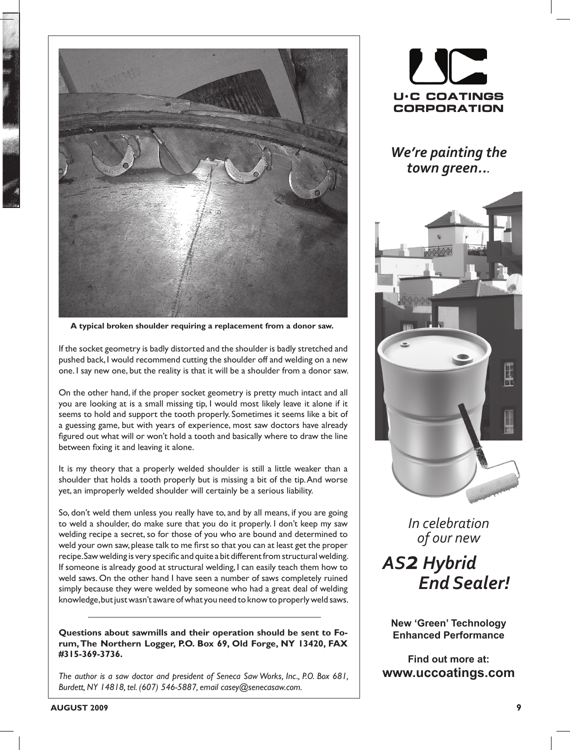A typical broken shoulder requiring a replacement from a donor saw.

If the socket geometry is badly distorted and the shoulder is badly stretched and pushed back, I would recommend cutting the shoulder off and welding on a new one. I say new one, but the reality is that it will be a shoulder from a donor saw.

On the other hand, if the proper socket geometry is pretty much intact and all you are looking at is a small missing tip, I would most likely leave it alone if it seems to hold and support the tooth properly. Sometimes it seems like a bit of a guessing game, but with years of experience, most saw doctors have already figured out what will or won't hold a tooth and basically where to draw the line between fixing it and leaving it alone.

It is my theory that a properly welded shoulder is still a little weaker than a shoulder that holds a tooth properly but is missing a bit of the tip. And worse yet, an improperly welded shoulder will certainly be a serious liability.

So, don't weld them unless you really have to, and by all means, if you are going to weld a shoulder, do make sure that you do it properly. I don't keep my saw welding recipe a secret, so for those of you who are bound and determined to weld your own saw, please talk to me first so that you can at least get the proper recipe. Saw welding is very specific and quite a bit different from structural welding. If someone is already good at structural welding, I can easily teach them how to weld saws. On the other hand I have seen a number of saws completely ruined simply because they were welded by someone who had a great deal of welding knowledge, but just wasn't aware of what you need to know to properly weld saws.

---

**Questions about sawmills and their operation should be sent to Forum, The Northern Logger, P.O. Box 69, Old Forge, NY 13420, FAX #315-369-3736.**

*The author is a saw doctor and president of Seneca Saw Works, Inc., P.O. Box 681, Burdett, NY 14818, tel. (607) 546-5887, email casey@senecasaw.com.*

U·C COATINGS CORPORATION

*We're painting the town green...*

*In celebration of our new*

***AS2 Hybrid End Sealer!***

**New 'Green' Technology**
**Enhanced Performance**

**Find out more at:**
**www.uccoatings.com**